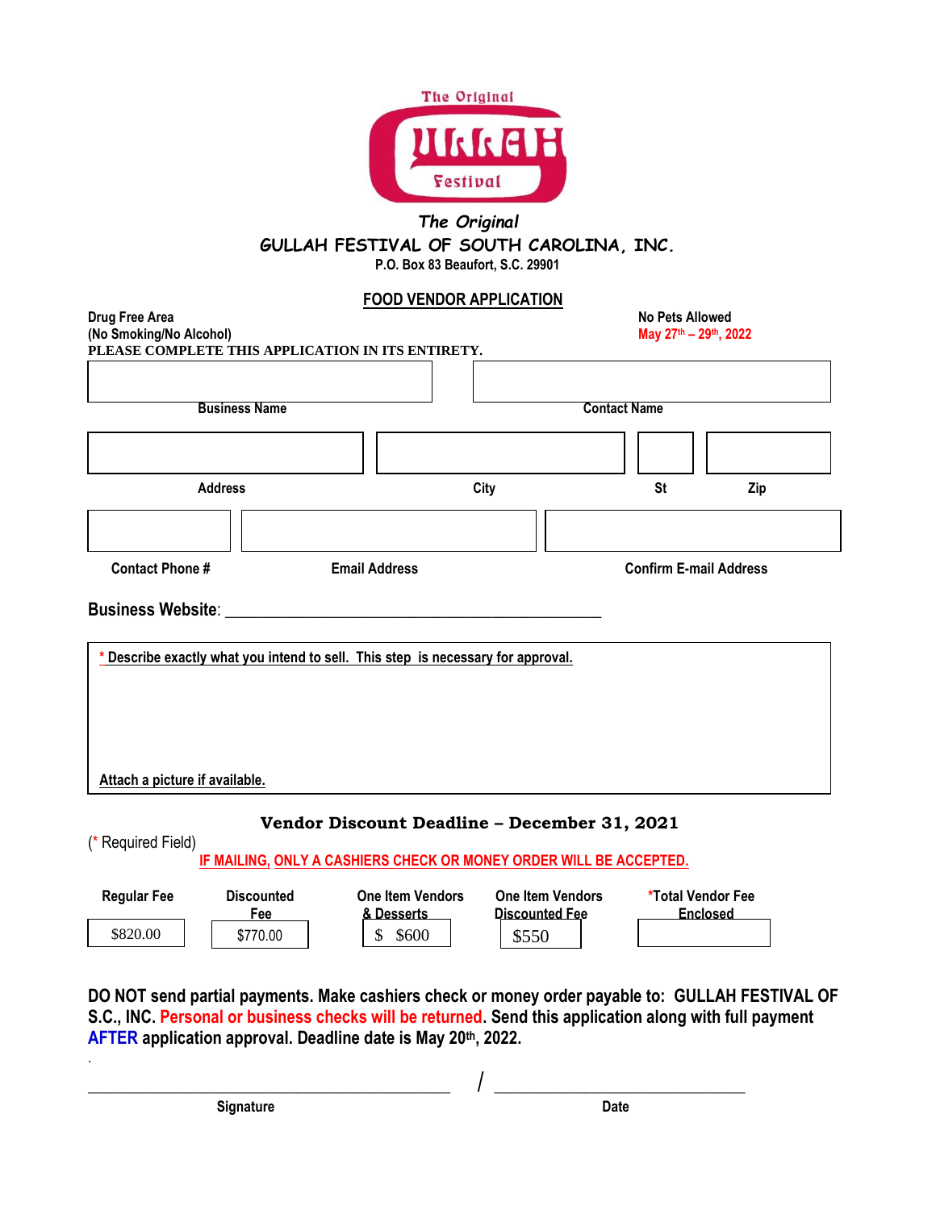The Original
GULLAH
Festival

*The Original*

# GULLAH FESTIVAL OF SOUTH CAROLINA, INC.

**P.O. Box 83 Beaufort, S.C. 29901**

## FOOD VENDOR APPLICATION

**Drug Free Area**
**(No Smoking/No Alcohol)**

**No Pets Allowed**
**May 27th – 29th, 2022**

**PLEASE COMPLETE THIS APPLICATION IN ITS ENTIRETY.**

| Business Name | Contact Name |
|---|---|
| | |

| Address | City | St | Zip |
|---|---|---|---|
| | | | |

| Contact Phone # | Email Address | Confirm E-mail Address |
|---|---|---|
| | | |

**Business Website**: ___________________________________________

**\* Describe exactly what you intend to sell. This step is necessary for approval.**

**Attach a picture if available.**

### Vendor Discount Deadline – December 31, 2021

(* Required Field)

**IF MAILING, ONLY A CASHIERS CHECK OR MONEY ORDER WILL BE ACCEPTED.**

| Regular Fee | Discounted Fee | One Item Vendors & Desserts | One Item Vendors Discounted Fee | *Total Vendor Fee Enclosed |
|---|---|---|---|---|
| $820.00 | $770.00 | $ $600 | $550 | |

**DO NOT send partial payments. Make cashiers check or money order payable to: GULLAH FESTIVAL OF S.C., INC. Personal or business checks will be returned. Send this application along with full payment AFTER application approval. Deadline date is May 20th, 2022.**

_________________________________ / ___________________________

**Signature** **Date**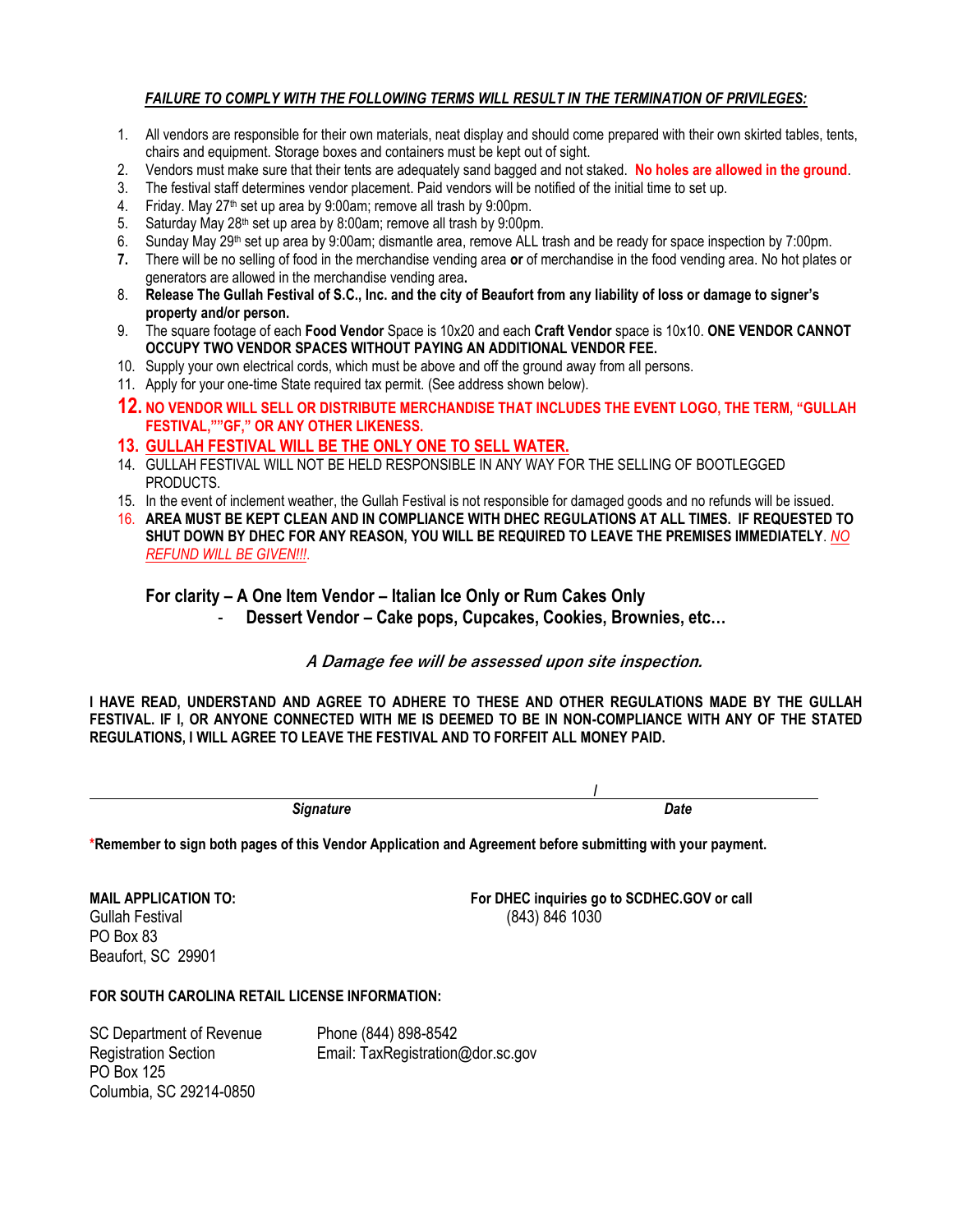***FAILURE TO COMPLY WITH THE FOLLOWING TERMS WILL RESULT IN THE TERMINATION OF PRIVILEGES:***

1. All vendors are responsible for their own materials, neat display and should come prepared with their own skirted tables, tents, chairs and equipment. Storage boxes and containers must be kept out of sight.
2. Vendors must make sure that their tents are adequately sand bagged and not staked. **No holes are allowed in the ground**.
3. The festival staff determines vendor placement. Paid vendors will be notified of the initial time to set up.
4. Friday. May 27th set up area by 9:00am; remove all trash by 9:00pm.
5. Saturday May 28th set up area by 8:00am; remove all trash by 9:00pm.
6. Sunday May 29th set up area by 9:00am; dismantle area, remove ALL trash and be ready for space inspection by 7:00pm.
7. There will be no selling of food in the merchandise vending area **or** of merchandise in the food vending area. No hot plates or generators are allowed in the merchandise vending area**.**
8. **Release The Gullah Festival of S.C., Inc. and the city of Beaufort from any liability of loss or damage to signer's property and/or person.**
9. The square footage of each **Food Vendor** Space is 10x20 and each **Craft Vendor** space is 10x10. **ONE VENDOR CANNOT OCCUPY TWO VENDOR SPACES WITHOUT PAYING AN ADDITIONAL VENDOR FEE.**
10. Supply your own electrical cords, which must be above and off the ground away from all persons.
11. Apply for your one-time State required tax permit. (See address shown below).
12. **NO VENDOR WILL SELL OR DISTRIBUTE MERCHANDISE THAT INCLUDES THE EVENT LOGO, THE TERM, "GULLAH FESTIVAL,""GF," OR ANY OTHER LIKENESS.**
13. **GULLAH FESTIVAL WILL BE THE ONLY ONE TO SELL WATER.**
14. GULLAH FESTIVAL WILL NOT BE HELD RESPONSIBLE IN ANY WAY FOR THE SELLING OF BOOTLEGGED PRODUCTS.
15. In the event of inclement weather, the Gullah Festival is not responsible for damaged goods and no refunds will be issued.
16. **AREA MUST BE KEPT CLEAN AND IN COMPLIANCE WITH DHEC REGULATIONS AT ALL TIMES. IF REQUESTED TO SHUT DOWN BY DHEC FOR ANY REASON, YOU WILL BE REQUIRED TO LEAVE THE PREMISES IMMEDIATELY**. *NO REFUND WILL BE GIVEN!!!*.

**For clarity – A One Item Vendor – Italian Ice Only or Rum Cakes Only**

- **Dessert Vendor – Cake pops, Cupcakes, Cookies, Brownies, etc…**

***A Damage fee will be assessed upon site inspection.***

**I HAVE READ, UNDERSTAND AND AGREE TO ADHERE TO THESE AND OTHER REGULATIONS MADE BY THE GULLAH FESTIVAL. IF I, OR ANYONE CONNECTED WITH ME IS DEEMED TO BE IN NON-COMPLIANCE WITH ANY OF THE STATED REGULATIONS, I WILL AGREE TO LEAVE THE FESTIVAL AND TO FORFEIT ALL MONEY PAID.**

\_\_\_\_\_\_\_\_\_\_\_\_\_\_\_\_\_\_\_\_\_\_\_\_\_\_\_\_\_\_\_\_\_\_\_\_\_\_\_\_ / \_\_\_\_\_\_\_\_\_\_\_\_\_\_\_\_\_\_\_\_

***Signature*** ***Date***

\***Remember to sign both pages of this Vendor Application and Agreement before submitting with your payment.**

**MAIL APPLICATION TO:**
Gullah Festival
PO Box 83
Beaufort, SC 29901

**For DHEC inquiries go to SCDHEC.GOV or call**
(843) 846 1030

**FOR SOUTH CAROLINA RETAIL LICENSE INFORMATION:**

SC Department of Revenue
Registration Section
PO Box 125
Columbia, SC 29214-0850

Phone (844) 898-8542
Email: TaxRegistration@dor.sc.gov